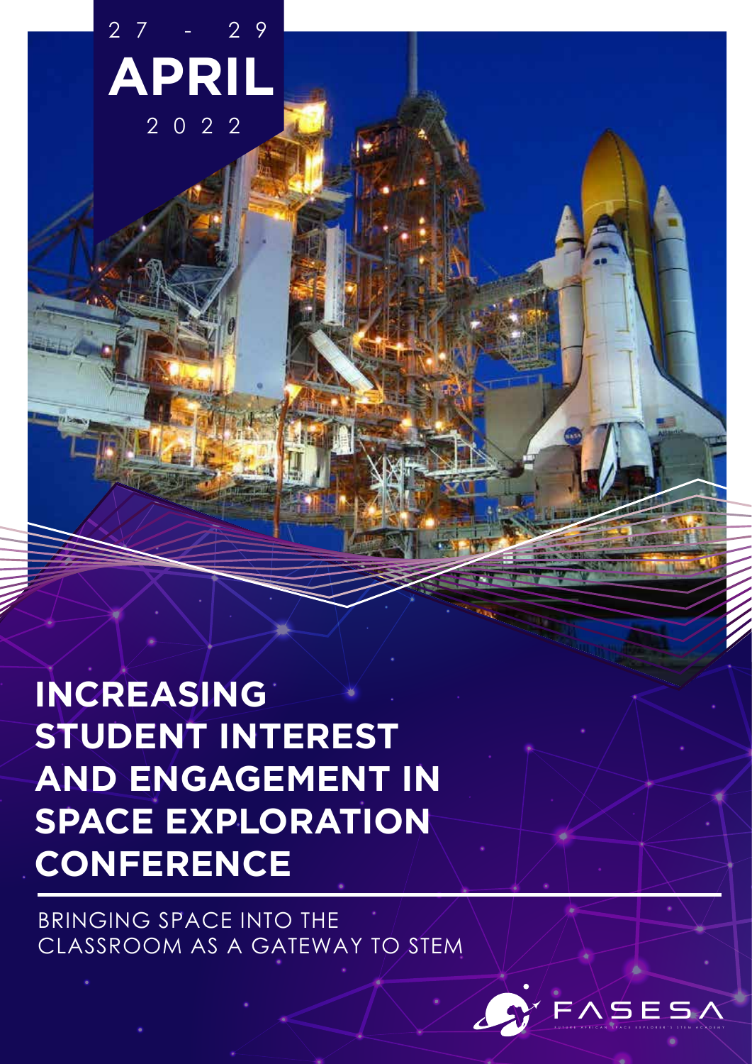27 - 29
APRIL
2022

# INCREASING STUDENT INTEREST AND ENGAGEMENT IN SPACE EXPLORATION CONFERENCE

BRINGING SPACE INTO THE CLASSROOM AS A GATEWAY TO STEM

FASESA

FUTURE AFRICAN SPACE EXPLORER'S STEM ACADEMY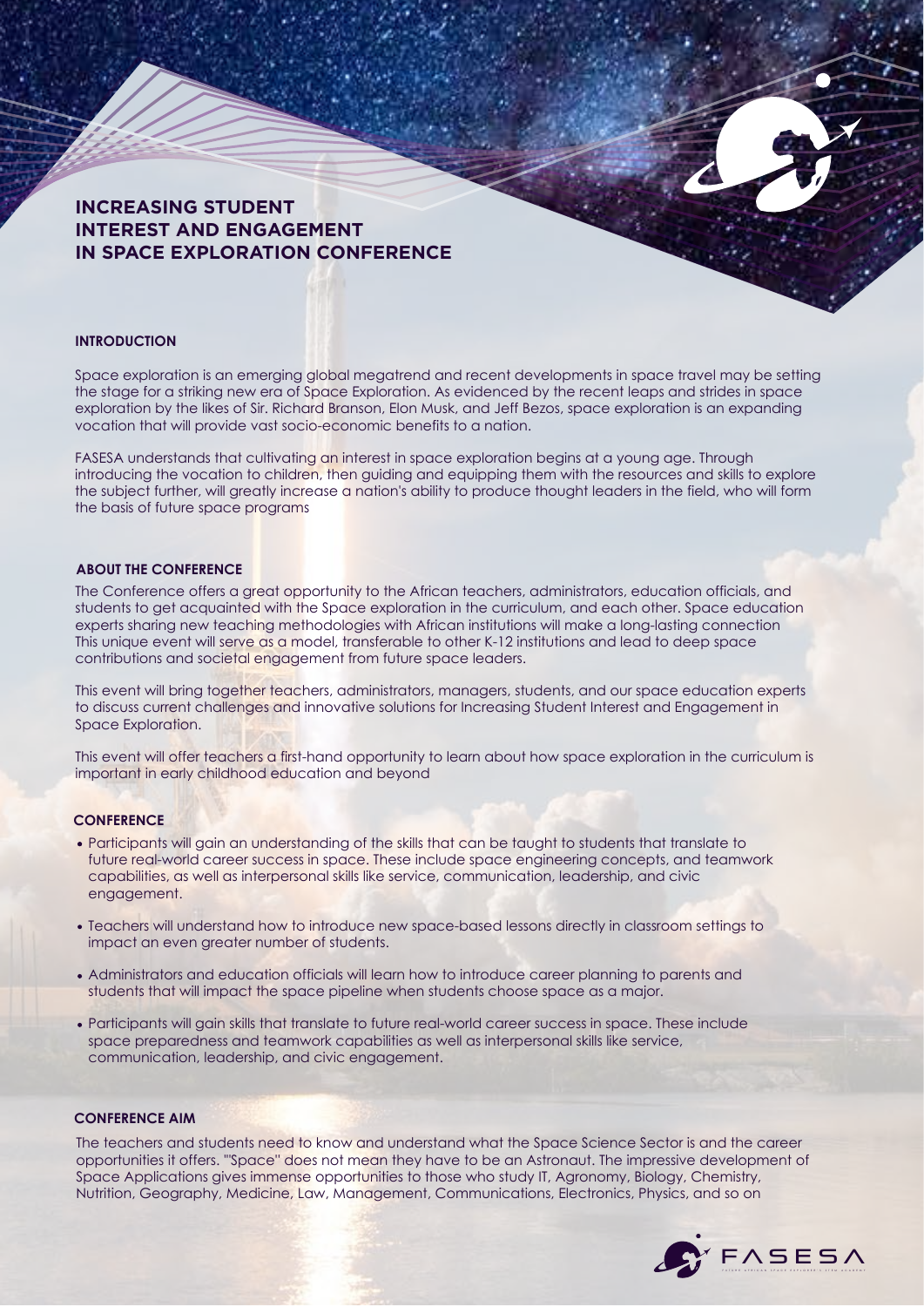# INCREASING STUDENT INTEREST AND ENGAGEMENT IN SPACE EXPLORATION CONFERENCE

## INTRODUCTION

Space exploration is an emerging global megatrend and recent developments in space travel may be setting the stage for a striking new era of Space Exploration. As evidenced by the recent leaps and strides in space exploration by the likes of Sir. Richard Branson, Elon Musk, and Jeff Bezos, space exploration is an expanding vocation that will provide vast socio-economic benefits to a nation.

FASESA understands that cultivating an interest in space exploration begins at a young age. Through introducing the vocation to children, then guiding and equipping them with the resources and skills to explore the subject further, will greatly increase a nation's ability to produce thought leaders in the field, who will form the basis of future space programs

## ABOUT THE CONFERENCE

The Conference offers a great opportunity to the African teachers, administrators, education officials, and students to get acquainted with the Space exploration in the curriculum, and each other. Space education experts sharing new teaching methodologies with African institutions will make a long-lasting connection This unique event will serve as a model, transferable to other K-12 institutions and lead to deep space contributions and societal engagement from future space leaders.

This event will bring together teachers, administrators, managers, students, and our space education experts to discuss current challenges and innovative solutions for Increasing Student Interest and Engagement in Space Exploration.

This event will offer teachers a first-hand opportunity to learn about how space exploration in the curriculum is important in early childhood education and beyond

## CONFERENCE

- Participants will gain an understanding of the skills that can be taught to students that translate to future real-world career success in space. These include space engineering concepts, and teamwork capabilities, as well as interpersonal skills like service, communication, leadership, and civic engagement.
- Teachers will understand how to introduce new space-based lessons directly in classroom settings to impact an even greater number of students.
- Administrators and education officials will learn how to introduce career planning to parents and students that will impact the space pipeline when students choose space as a major.
- Participants will gain skills that translate to future real-world career success in space. These include space preparedness and teamwork capabilities as well as interpersonal skills like service, communication, leadership, and civic engagement.

## CONFERENCE AIM

The teachers and students need to know and understand what the Space Science Sector is and the career opportunities it offers. "'Space" does not mean they have to be an Astronaut. The impressive development of Space Applications gives immense opportunities to those who study IT, Agronomy, Biology, Chemistry, Nutrition, Geography, Medicine, Law, Management, Communications, Electronics, Physics, and so on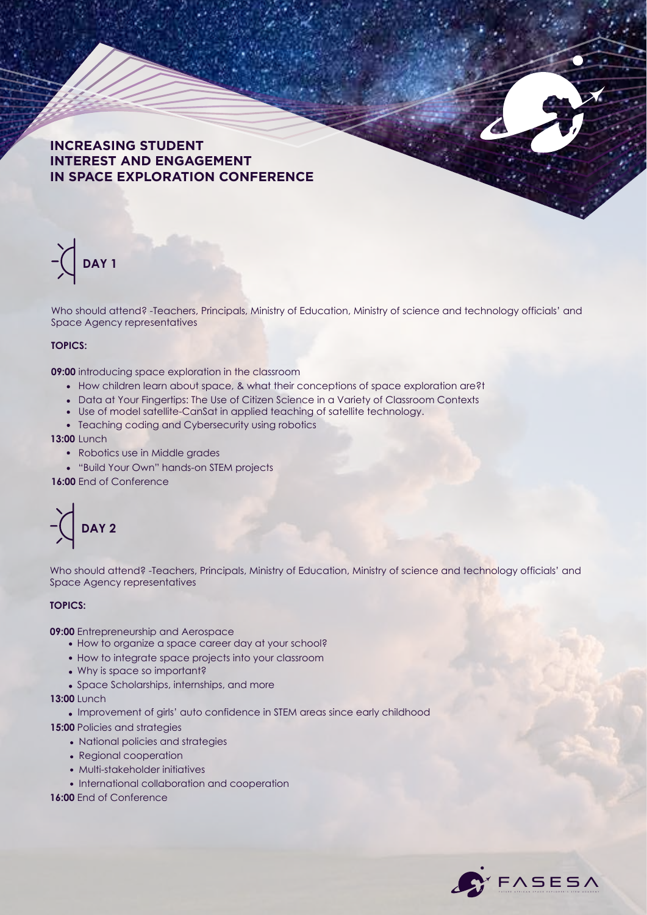# INCREASING STUDENT INTEREST AND ENGAGEMENT IN SPACE EXPLORATION CONFERENCE

## DAY 1

Who should attend? -Teachers, Principals, Ministry of Education, Ministry of science and technology officials' and Space Agency representatives

**TOPICS:**

**09:00** introducing space exploration in the classroom

- How children learn about space, & what their conceptions of space exploration are?t
- Data at Your Fingertips: The Use of Citizen Science in a Variety of Classroom Contexts
- Use of model satellite-CanSat in applied teaching of satellite technology.
- Teaching coding and Cybersecurity using robotics

**13:00** Lunch

- Robotics use in Middle grades
- "Build Your Own" hands-on STEM projects

**16:00** End of Conference

## DAY 2

Who should attend? -Teachers, Principals, Ministry of Education, Ministry of science and technology officials' and Space Agency representatives

**TOPICS:**

**09:00** Entrepreneurship and Aerospace

- How to organize a space career day at your school?
- How to integrate space projects into your classroom
- Why is space so important?
- Space Scholarships, internships, and more

**13:00** Lunch

- Improvement of girls' auto confidence in STEM areas since early childhood

**15:00** Policies and strategies

- National policies and strategies
- Regional cooperation
- Multi-stakeholder initiatives
- International collaboration and cooperation

**16:00** End of Conference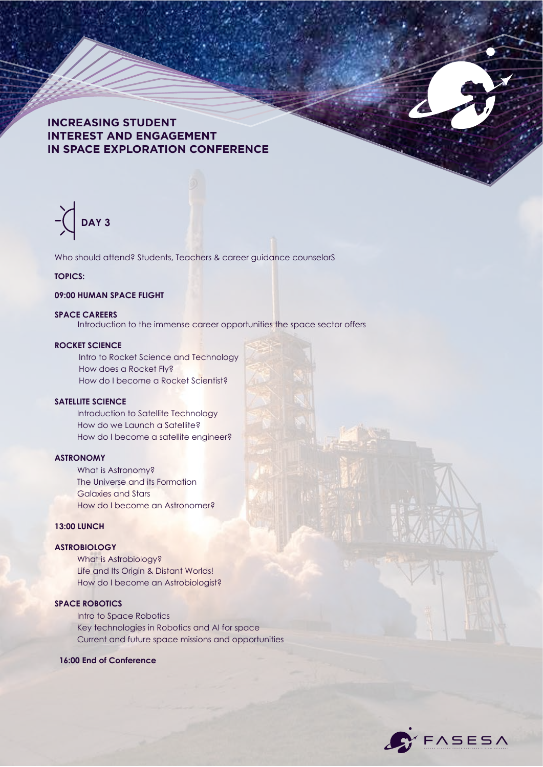# INCREASING STUDENT INTEREST AND ENGAGEMENT IN SPACE EXPLORATION CONFERENCE

## DAY 3

Who should attend? Students, Teachers & career guidance counselorS

**TOPICS:**

**09:00 HUMAN SPACE FLIGHT**

**SPACE CAREERS**

Introduction to the immense career opportunities the space sector offers

**ROCKET SCIENCE**

Intro to Rocket Science and Technology
How does a Rocket Fly?
How do I become a Rocket Scientist?

**SATELLITE SCIENCE**

Introduction to Satellite Technology
How do we Launch a Satellite?
How do I become a satellite engineer?

**ASTRONOMY**

What is Astronomy?
The Universe and its Formation
Galaxies and Stars
How do I become an Astronomer?

**13:00 LUNCH**

**ASTROBIOLOGY**

What is Astrobiology?
Life and Its Origin & Distant Worlds!
How do I become an Astrobiologist?

**SPACE ROBOTICS**

Intro to Space Robotics
Key technologies in Robotics and AI for space
Current and future space missions and opportunities

**16:00 End of Conference**

FASESA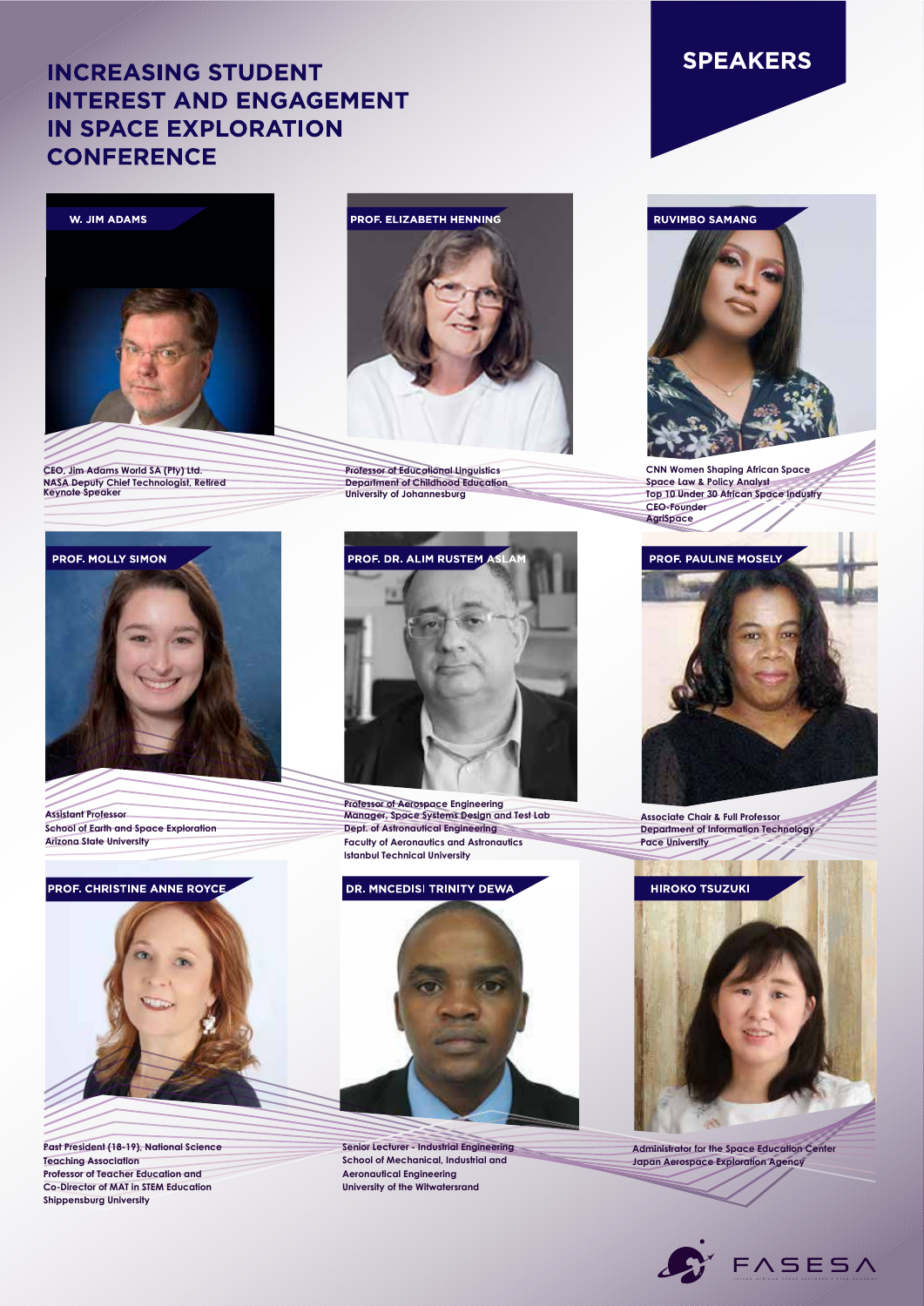# INCREASING STUDENT INTEREST AND ENGAGEMENT IN SPACE EXPLORATION CONFERENCE

## SPEAKERS

### W. JIM ADAMS

CEO, Jim Adams World SA (Pty) Ltd.
NASA Deputy Chief Technologist, Retired
Keynote Speaker

### PROF. ELIZABETH HENNING

Professor of Educational Linguistics
Department of Childhood Education
University of Johannesburg

### RUVIMBO SAMANG

CNN Women Shaping African Space
Space Law & Policy Analyst
Top 10 Under 30 African Space Industry
CEO-Founder
AgriSpace

### PROF. MOLLY SIMON

Assistant Professor
School of Earth and Space Exploration
Arizona State University

### PROF. DR. ALIM RUSTEM ASLAM

Professor of Aerospace Engineering
Manager, Space Systems Design and Test Lab
Dept. of Astronautical Engineering
Faculty of Aeronautics and Astronautics
Istanbul Technical University

### PROF. PAULINE MOSELY

Associate Chair & Full Professor
Department of Information Technology
Pace University

### PROF. CHRISTINE ANNE ROYCE

Past President (18-19), National Science Teaching Association
Professor of Teacher Education and Co-Director of MAT in STEM Education
Shippensburg University

### DR. MNCEDISI TRINITY DEWA

Senior Lecturer - Industrial Engineering
School of Mechanical, Industrial and Aeronautical Engineering
University of the Witwatersrand

### HIROKO TSUZUKI

Administrator for the Space Education Center
Japan Aerospace Exploration Agency

FASESA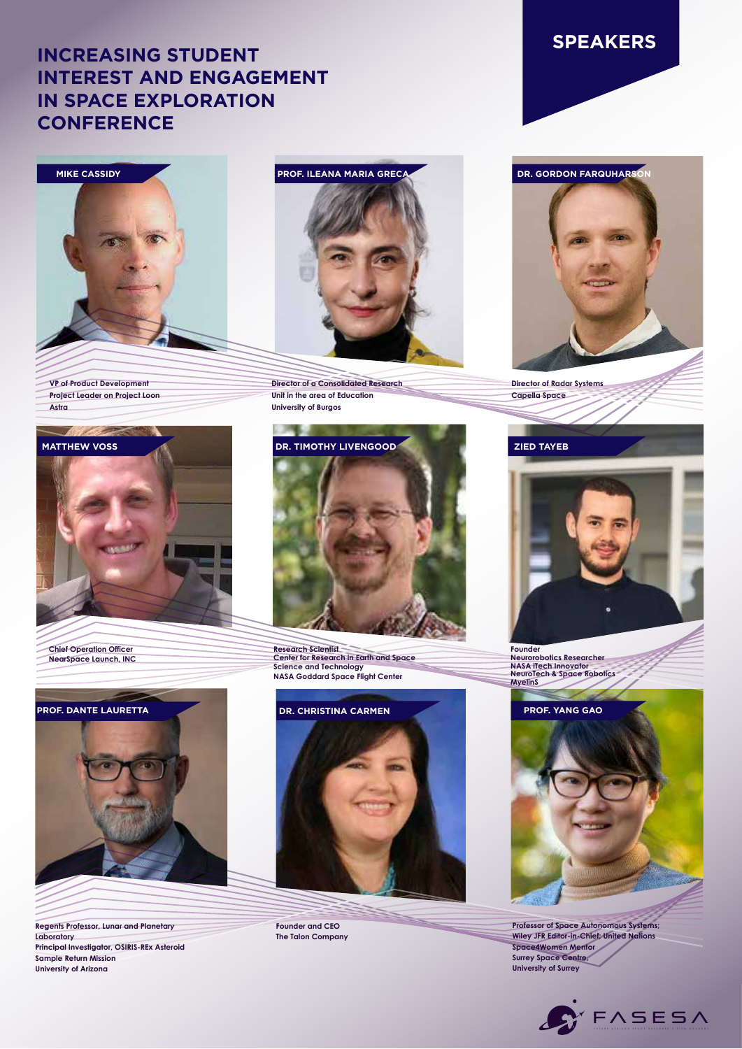# INCREASING STUDENT INTEREST AND ENGAGEMENT IN SPACE EXPLORATION CONFERENCE

## SPEAKERS

### MIKE CASSIDY

VP of Product Development
Project Leader on Project Loon
Astra

### PROF. ILEANA MARIA GRECA

Director of a Consolidated Research Unit in the area of Education
University of Burgos

### DR. GORDON FARQUHARSON

Director of Radar Systems
Capella Space

### MATTHEW VOSS

Chief Operation Officer
NearSpace Launch, INC

### DR. TIMOTHY LIVENGOOD

Research Scientist
Center for Research in Earth and Space Science and Technology
NASA Goddard Space Flight Center

### ZIED TAYEB

Founder
Neurorobotics Researcher
NASA iTech Innovator
NeuroTech & Space Robotics
MyelinS

### PROF. DANTE LAURETTA

Regents Professor, Lunar and Planetary Laboratory
Principal Investigator, OSIRIS-REx Asteroid Sample Return Mission
University of Arizona

### DR. CHRISTINA CARMEN

Founder and CEO
The Talon Company

### PROF. YANG GAO

Professor of Space Autonomous Systems;
Wiley JFR Editor-in-Chief; United Nations Space4Women Mentor
Surrey Space Centre,
University of Surrey

FASESA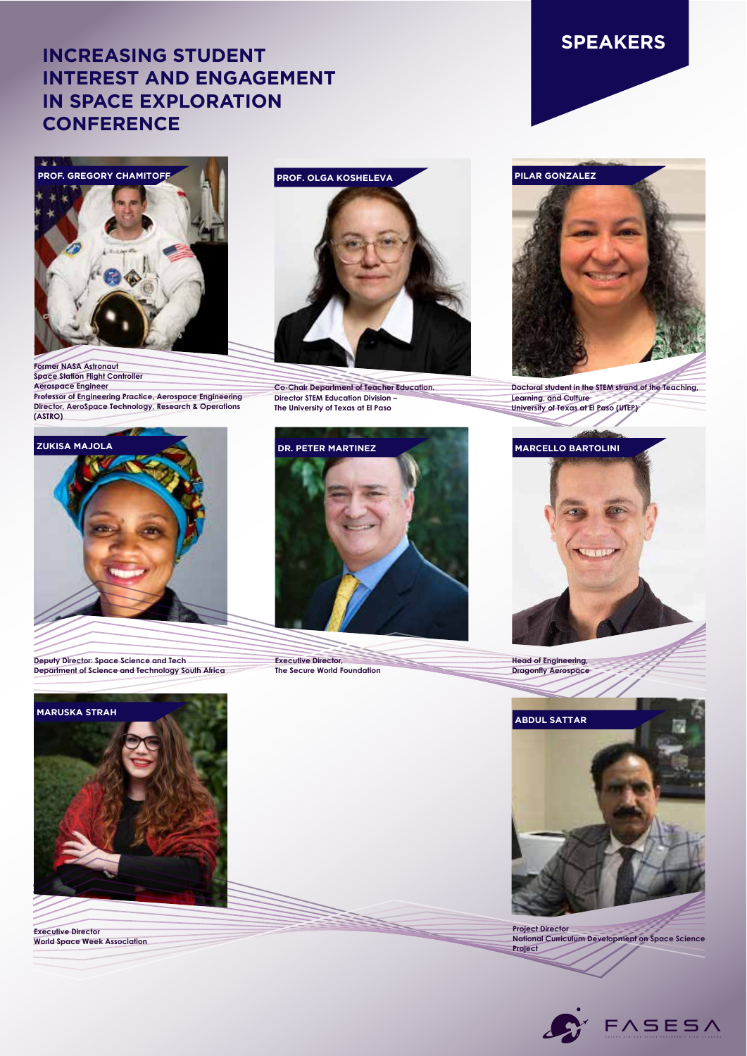# INCREASING STUDENT INTEREST AND ENGAGEMENT IN SPACE EXPLORATION CONFERENCE

## SPEAKERS

### PROF. GREGORY CHAMITOFF

Former NASA Astronaut
Space Station Flight Controller
Aerospace Engineer
Professor of Engineering Practice, Aerospace Engineering
Director, AeroSpace Technology, Research & Operations (ASTRO)

### PROF. OLGA KOSHELEVA

Co-Chair Department of Teacher Education.
Director STEM Education Division –
The University of Texas at El Paso

### PILAR GONZALEZ

Doctoral student in the STEM strand of the Teaching, Learning, and Culture
University of Texas at El Paso (UTEP)

### ZUKISA MAJOLA

Deputy Director: Space Science and Tech
Department of Science and Technology South Africa

### DR. PETER MARTINEZ

Executive Director,
The Secure World Foundation

### MARCELLO BARTOLINI

Head of Engineering,
Dragonfly Aerospace

### MARUSKA STRAH

Executive Director
World Space Week Association

### ABDUL SATTAR

Project Director
National Curriculum Development on Space Science Project

FASESA